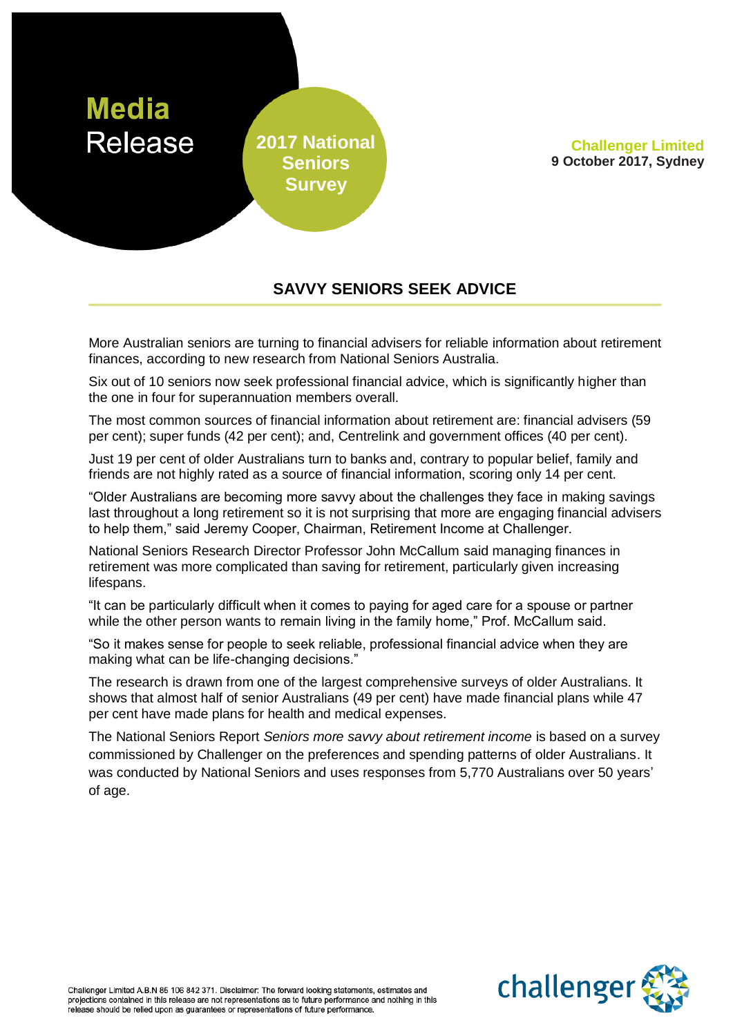**Media**
**Release**

**2017 National Seniors Survey**

**Challenger Limited**
**9 October 2017, Sydney**

## SAVVY SENIORS SEEK ADVICE

More Australian seniors are turning to financial advisers for reliable information about retirement finances, according to new research from National Seniors Australia.

Six out of 10 seniors now seek professional financial advice, which is significantly higher than the one in four for superannuation members overall.

The most common sources of financial information about retirement are: financial advisers (59 per cent); super funds (42 per cent); and, Centrelink and government offices (40 per cent).

Just 19 per cent of older Australians turn to banks and, contrary to popular belief, family and friends are not highly rated as a source of financial information, scoring only 14 per cent.

"Older Australians are becoming more savvy about the challenges they face in making savings last throughout a long retirement so it is not surprising that more are engaging financial advisers to help them," said Jeremy Cooper, Chairman, Retirement Income at Challenger.

National Seniors Research Director Professor John McCallum said managing finances in retirement was more complicated than saving for retirement, particularly given increasing lifespans.

"It can be particularly difficult when it comes to paying for aged care for a spouse or partner while the other person wants to remain living in the family home," Prof. McCallum said.

"So it makes sense for people to seek reliable, professional financial advice when they are making what can be life-changing decisions."

The research is drawn from one of the largest comprehensive surveys of older Australians. It shows that almost half of senior Australians (49 per cent) have made financial plans while 47 per cent have made plans for health and medical expenses.

The National Seniors Report *Seniors more savvy about retirement income* is based on a survey commissioned by Challenger on the preferences and spending patterns of older Australians. It was conducted by National Seniors and uses responses from 5,770 Australians over 50 years' of age.

Challenger Limited A.B.N 85 106 842 371. Disclaimer: The forward looking statements, estimates and projections contained in this release are not representations as to future performance and nothing in this release should be relied upon as guarantees or representations of future performance.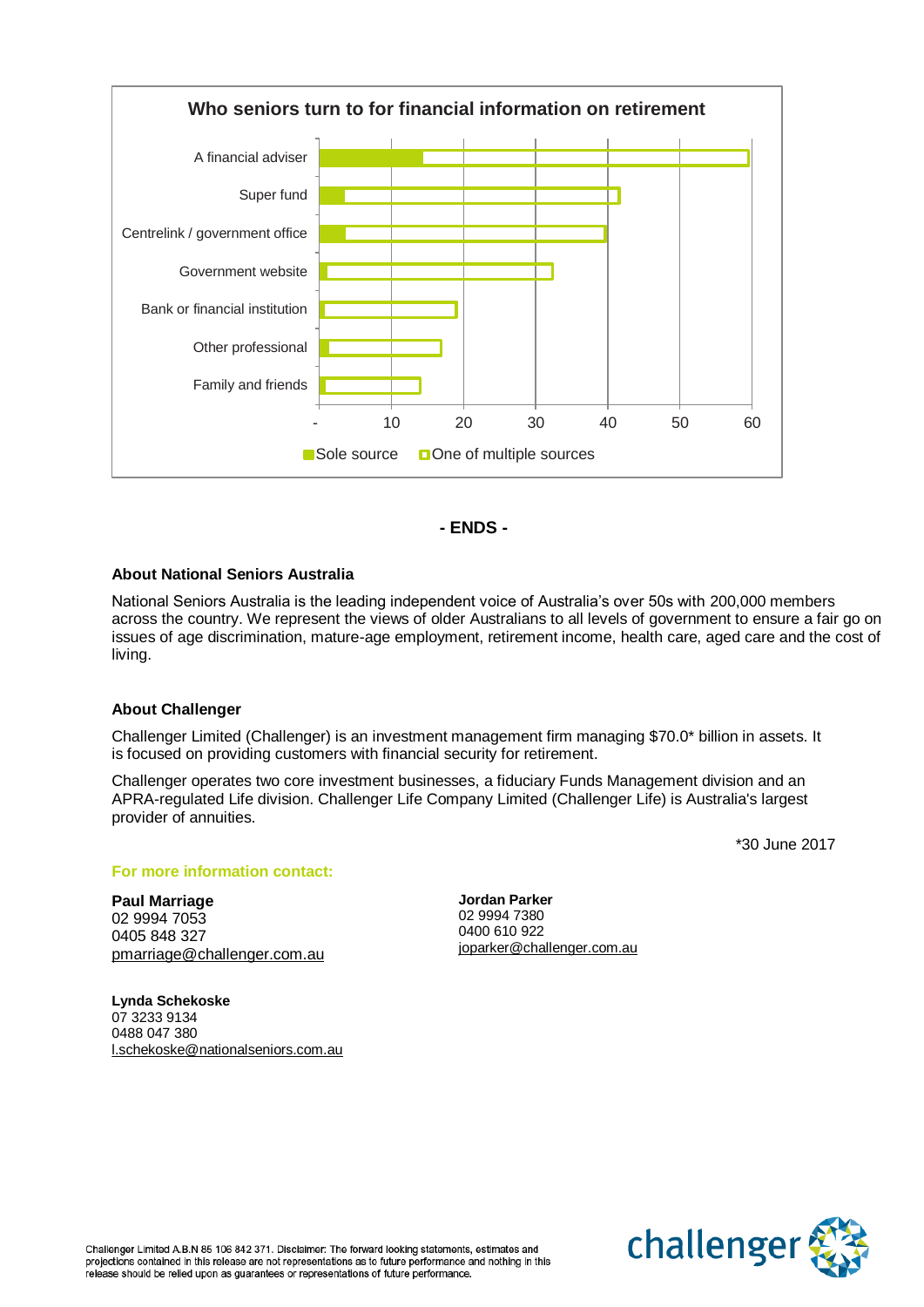**Who seniors turn to for financial information on retirement**

A financial adviser
Super fund
Centrelink / government office
Government website
Bank or financial institution
Other professional
Family and friends

- 10 20 30 40 50 60

Sole source
One of multiple sources

**- ENDS -**

### About National Seniors Australia

National Seniors Australia is the leading independent voice of Australia's over 50s with 200,000 members across the country. We represent the views of older Australians to all levels of government to ensure a fair go on issues of age discrimination, mature-age employment, retirement income, health care, aged care and the cost of living.

### About Challenger

Challenger Limited (Challenger) is an investment management firm managing $70.0* billion in assets. It is focused on providing customers with financial security for retirement.

Challenger operates two core investment businesses, a fiduciary Funds Management division and an APRA-regulated Life division. Challenger Life Company Limited (Challenger Life) is Australia's largest provider of annuities.

*30 June 2017

**For more information contact:**

**Paul Marriage**
02 9994 7053
0405 848 327
pmarriage@challenger.com.au

**Jordan Parker**
02 9994 7380
0400 610 922
joparker@challenger.com.au

**Lynda Schekoske**
07 3233 9134
0488 047 380
l.schekoske@nationalseniors.com.au

Challenger Limited A.B.N 85 106 842 371. Disclaimer: The forward looking statements, estimates and projections contained in this release are not representations as to future performance and nothing in this release should be relied upon as guarantees or representations of future performance.